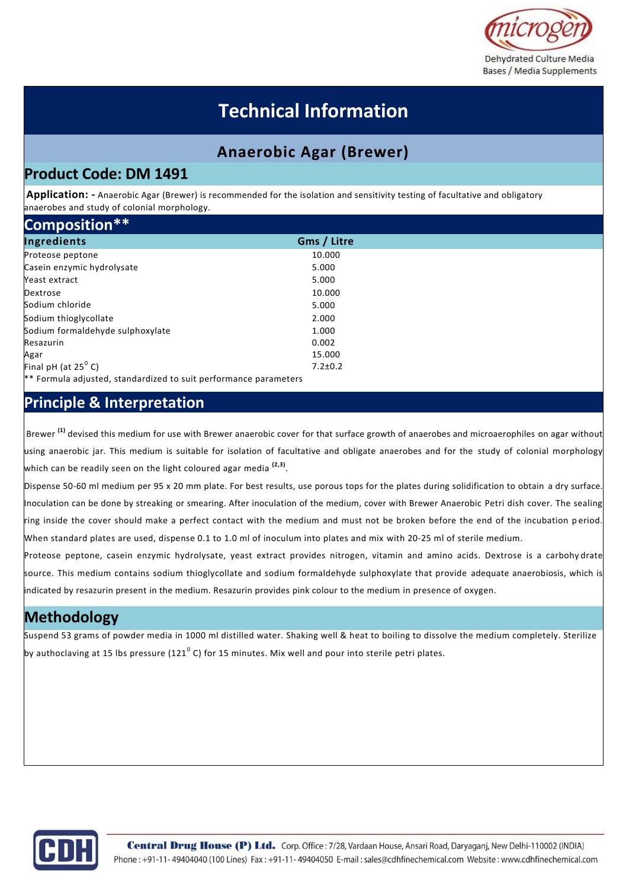microgen
Dehydrated Culture Media
Bases / Media Supplements

# Technical Information

## Anaerobic Agar (Brewer)

## Product Code: DM 1491

**Application: -** Anaerobic Agar (Brewer) is recommended for the isolation and sensitivity testing of facultative and obligatory anaerobes and study of colonial morphology.

## Composition**

| Ingredients | Gms / Litre |
|---|---|
| Proteose peptone | 10.000 |
| Casein enzymic hydrolysate | 5.000 |
| Yeast extract | 5.000 |
| Dextrose | 10.000 |
| Sodium chloride | 5.000 |
| Sodium thioglycollate | 2.000 |
| Sodium formaldehyde sulphoxylate | 1.000 |
| Resazurin | 0.002 |
| Agar | 15.000 |
| Final pH (at 25$^0$ C) | 7.2±0.2 |

** Formula adjusted, standardized to suit performance parameters

## Principle & Interpretation

Brewer [1] devised this medium for use with Brewer anaerobic cover for that surface growth of anaerobes and microaerophiles on agar without using anaerobic jar. This medium is suitable for isolation of facultative and obligate anaerobes and for the study of colonial morphology which can be readily seen on the light coloured agar media [2,3].

Dispense 50-60 ml medium per 95 x 20 mm plate. For best results, use porous tops for the plates during solidification to obtain a dry surface. Inoculation can be done by streaking or smearing. After inoculation of the medium, cover with Brewer Anaerobic Petri dish cover. The sealing ring inside the cover should make a perfect contact with the medium and must not be broken before the end of the incubation period. When standard plates are used, dispense 0.1 to 1.0 ml of inoculum into plates and mix with 20-25 ml of sterile medium.

Proteose peptone, casein enzymic hydrolysate, yeast extract provides nitrogen, vitamin and amino acids. Dextrose is a carbohydrate source. This medium contains sodium thioglycollate and sodium formaldehyde sulphoxylate that provide adequate anaerobiosis, which is indicated by resazurin present in the medium. Resazurin provides pink colour to the medium in presence of oxygen.

## Methodology

Suspend 53 grams of powder media in 1000 ml distilled water. Shaking well & heat to boiling to dissolve the medium completely. Sterilize by authoclaving at 15 lbs pressure (121$^0$ C) for 15 minutes. Mix well and pour into sterile petri plates.

**Central Drug House (P) Ltd.** Corp. Office : 7/28, Vardaan House, Ansari Road, Daryaganj, New Delhi-110002 (INDIA)
Phone : +91-11- 49404040 (100 Lines) Fax : +91-11- 49404050 E-mail : sales@cdhfinechemical.com Website : www.cdhfinechemical.com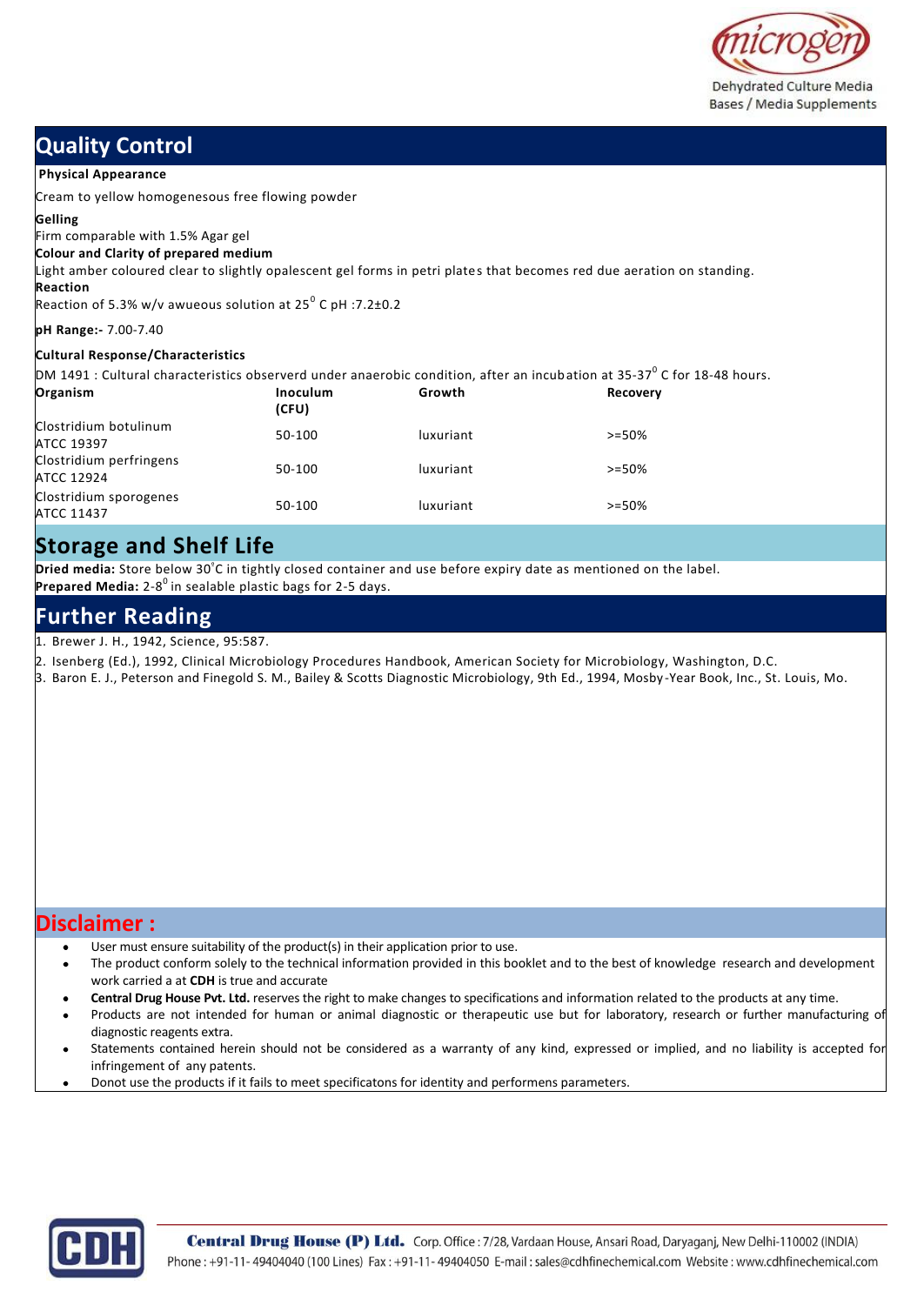## Quality Control

**Physical Appearance**

Cream to yellow homogenesous free flowing powder

**Gelling**

Firm comparable with 1.5% Agar gel

**Colour and Clarity of prepared medium**

Light amber coloured clear to slightly opalescent gel forms in petri plates that becomes red due aeration on standing.

**Reaction**

Reaction of 5.3% w/v awueous solution at 25$^{0}$ C pH :7.2±0.2

**pH Range:-** 7.00-7.40

**Cultural Response/Characteristics**

DM 1491 : Cultural characteristics observerd under anaerobic condition, after an incubation at 35-37$^{0}$ C for 18-48 hours.

| Organism | Inoculum (CFU) | Growth | Recovery |
|---|---|---|---|
| Clostridium botulinum ATCC 19397 | 50-100 | luxuriant | >=50% |
| Clostridium perfringens ATCC 12924 | 50-100 | luxuriant | >=50% |
| Clostridium sporogenes ATCC 11437 | 50-100 | luxuriant | >=50% |

## Storage and Shelf Life

**Dried media:** Store below 30°C in tightly closed container and use before expiry date as mentioned on the label.
**Prepared Media:** 2-8$^{0}$ in sealable plastic bags for 2-5 days.

## Further Reading

1. Brewer J. H., 1942, Science, 95:587.
2. Isenberg (Ed.), 1992, Clinical Microbiology Procedures Handbook, American Society for Microbiology, Washington, D.C.
3. Baron E. J., Peterson and Finegold S. M., Bailey & Scotts Diagnostic Microbiology, 9th Ed., 1994, Mosby-Year Book, Inc., St. Louis, Mo.

## Disclaimer :

- User must ensure suitability of the product(s) in their application prior to use.
- The product conform solely to the technical information provided in this booklet and to the best of knowledge research and development work carried a at **CDH** is true and accurate
- **Central Drug House Pvt. Ltd.** reserves the right to make changes to specifications and information related to the products at any time.
- Products are not intended for human or animal diagnostic or therapeutic use but for laboratory, research or further manufacturing of diagnostic reagents extra.
- Statements contained herein should not be considered as a warranty of any kind, expressed or implied, and no liability is accepted for infringement of any patents.
- Donot use the products if it fails to meet specificatons for identity and performens parameters.

**Central Drug House (P) Ltd.** Corp. Office : 7/28, Vardaan House, Ansari Road, Daryaganj, New Delhi-110002 (INDIA)
Phone : +91-11- 49404040 (100 Lines) Fax : +91-11- 49404050 E-mail : sales@cdhfinechemical.com Website : www.cdhfinechemical.com